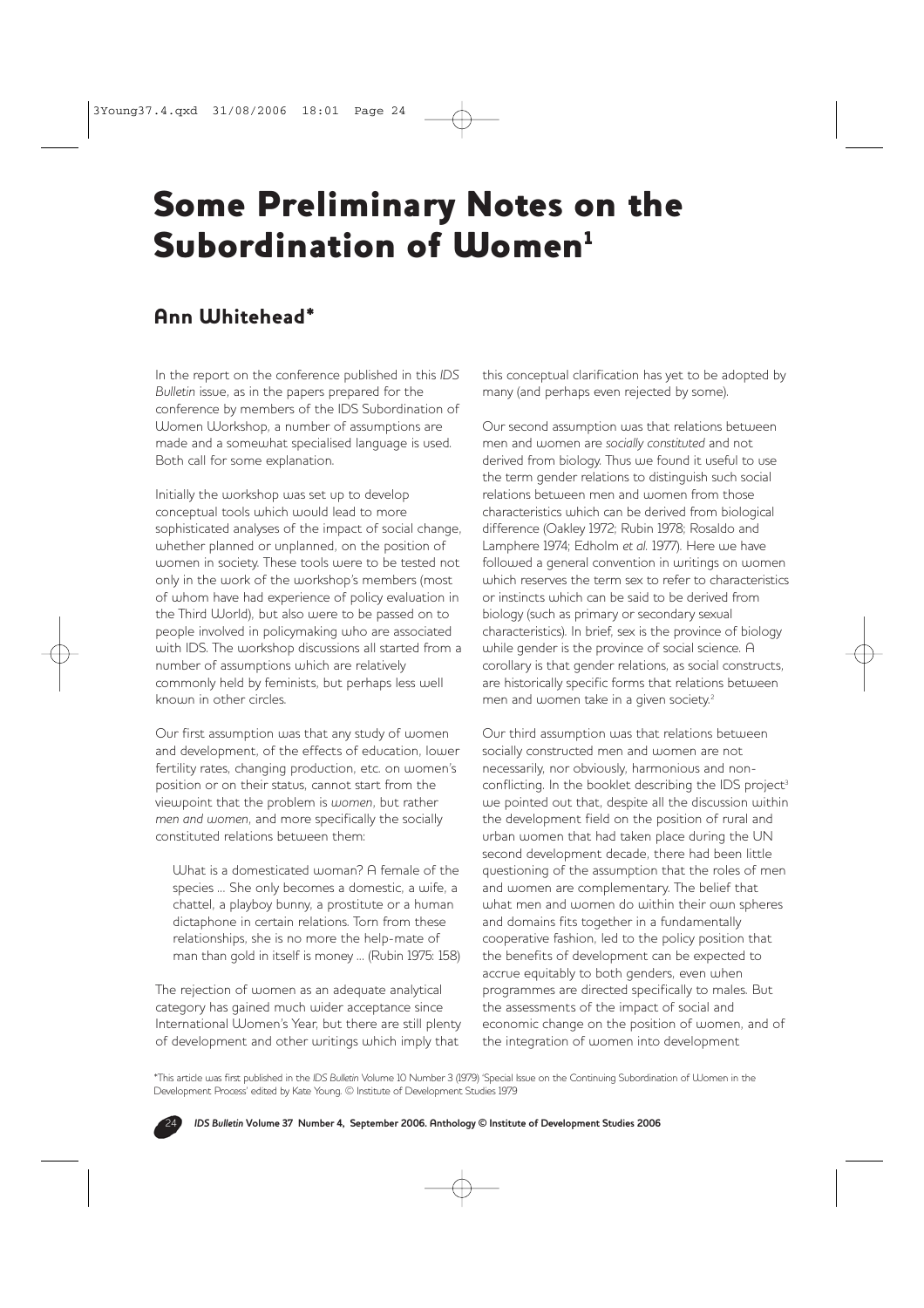# Some Preliminary Notes on the Subordination of Women[1]

## Ann Whitehead*

In the report on the conference published in this *IDS Bulletin* issue, as in the papers prepared for the conference by members of the IDS Subordination of Women Workshop, a number of assumptions are made and a somewhat specialised language is used. Both call for some explanation.

Initially the workshop was set up to develop conceptual tools which would lead to more sophisticated analyses of the impact of social change, whether planned or unplanned, on the position of women in society. These tools were to be tested not only in the work of the workshop's members (most of whom have had experience of policy evaluation in the Third World), but also were to be passed on to people involved in policymaking who are associated with IDS. The workshop discussions all started from a number of assumptions which are relatively commonly held by feminists, but perhaps less well known in other circles.

Our first assumption was that any study of women and development, of the effects of education, lower fertility rates, changing production, etc. on women's position or on their status, cannot start from the viewpoint that the problem is *women*, but rather *men and women*, and more specifically the socially constituted relations between them:

> What is a domesticated woman? A female of the species ... She only becomes a domestic, a wife, a chattel, a playboy bunny, a prostitute or a human dictaphone in certain relations. Torn from these relationships, she is no more the help-mate of man than gold in itself is money ... (Rubin 1975: 158)

The rejection of women as an adequate analytical category has gained much wider acceptance since International Women's Year, but there are still plenty of development and other writings which imply that this conceptual clarification has yet to be adopted by many (and perhaps even rejected by some).

Our second assumption was that relations between men and women are *socially constituted* and not derived from biology. Thus we found it useful to use the term gender relations to distinguish such social relations between men and women from those characteristics which can be derived from biological difference (Oakley 1972; Rubin 1978; Rosaldo and Lamphere 1974; Edholm *et al.* 1977). Here we have followed a general convention in writings on women which reserves the term sex to refer to characteristics or instincts which can be said to be derived from biology (such as primary or secondary sexual characteristics). In brief, sex is the province of biology while gender is the province of social science. A corollary is that gender relations, as social constructs, are historically specific forms that relations between men and women take in a given society.[2]

Our third assumption was that relations between socially constructed men and women are not necessarily, nor obviously, harmonious and non-conflicting. In the booklet describing the IDS project[3] we pointed out that, despite all the discussion within the development field on the position of rural and urban women that had taken place during the UN second development decade, there had been little questioning of the assumption that the roles of men and women are complementary. The belief that what men and women do within their own spheres and domains fits together in a fundamentally cooperative fashion, led to the policy position that the benefits of development can be expected to accrue equitably to both genders, even when programmes are directed specifically to males. But the assessments of the impact of social and economic change on the position of women, and of the integration of women into development

*This article was first published in the *IDS Bulletin* Volume 10 Number 3 (1979) 'Special Issue on the Continuing Subordination of Women in the Development Process' edited by Kate Young. © Institute of Development Studies 1979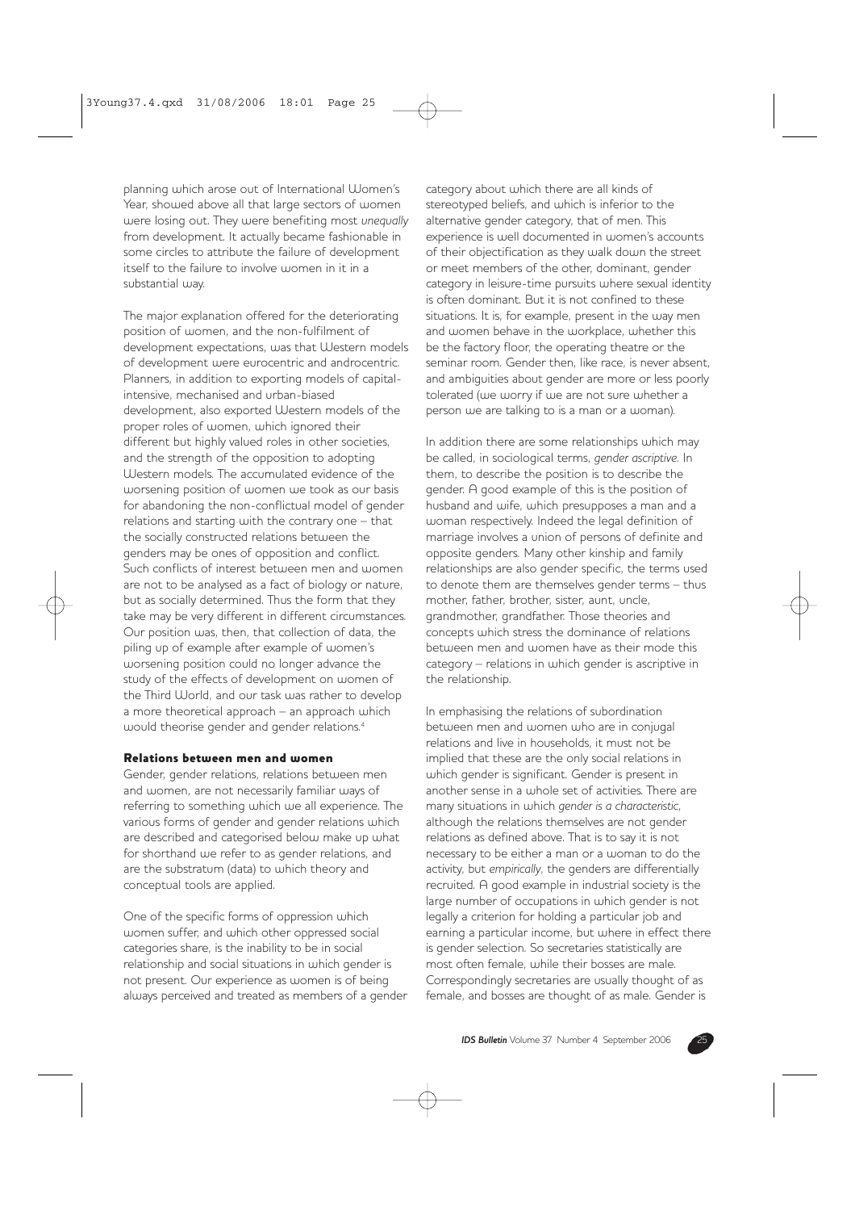planning which arose out of International Women's Year, showed above all that large sectors of women were losing out. They were benefiting most *unequally* from development. It actually became fashionable in some circles to attribute the failure of development itself to the failure to involve women in it in a substantial way.

The major explanation offered for the deteriorating position of women, and the non-fulfilment of development expectations, was that Western models of development were eurocentric and androcentric. Planners, in addition to exporting models of capital-intensive, mechanised and urban-biased development, also exported Western models of the proper roles of women, which ignored their different but highly valued roles in other societies, and the strength of the opposition to adopting Western models. The accumulated evidence of the worsening position of women we took as our basis for abandoning the non-conflictual model of gender relations and starting with the contrary one – that the socially constructed relations between the genders may be ones of opposition and conflict. Such conflicts of interest between men and women are not to be analysed as a fact of biology or nature, but as socially determined. Thus the form that they take may be very different in different circumstances. Our position was, then, that collection of data, the piling up of example after example of women's worsening position could no longer advance the study of the effects of development on women of the Third World, and our task was rather to develop a more theoretical approach – an approach which would theorise gender and gender relations.[4]

## Relations between men and women

Gender, gender relations, relations between men and women, are not necessarily familiar ways of referring to something which we all experience. The various forms of gender and gender relations which are described and categorised below make up what for shorthand we refer to as gender relations, and are the substratum (data) to which theory and conceptual tools are applied.

One of the specific forms of oppression which women suffer, and which other oppressed social categories share, is the inability to be in social relationship and social situations in which gender is not present. Our experience as women is of being always perceived and treated as members of a gender category about which there are all kinds of stereotyped beliefs, and which is inferior to the alternative gender category, that of men. This experience is well documented in women's accounts of their objectification as they walk down the street or meet members of the other, dominant, gender category in leisure-time pursuits where sexual identity is often dominant. But it is not confined to these situations. It is, for example, present in the way men and women behave in the workplace, whether this be the factory floor, the operating theatre or the seminar room. Gender then, like race, is never absent, and ambiguities about gender are more or less poorly tolerated (we worry if we are not sure whether a person we are talking to is a man or a woman).

In addition there are some relationships which may be called, in sociological terms, *gender ascriptive*. In them, to describe the position is to describe the gender. A good example of this is the position of husband and wife, which presupposes a man and a woman respectively. Indeed the legal definition of marriage involves a union of persons of definite and opposite genders. Many other kinship and family relationships are also gender specific, the terms used to denote them are themselves gender terms – thus mother, father, brother, sister, aunt, uncle, grandmother, grandfather. Those theories and concepts which stress the dominance of relations between men and women have as their mode this category – relations in which gender is ascriptive in the relationship.

In emphasising the relations of subordination between men and women who are in conjugal relations and live in households, it must not be implied that these are the only social relations in which gender is significant. Gender is present in another sense in a whole set of activities. There are many situations in which *gender is a characteristic*, although the relations themselves are not gender relations as defined above. That is to say it is not necessary to be either a man or a woman to do the activity, but *empirically*, the genders are differentially recruited. A good example in industrial society is the large number of occupations in which gender is not legally a criterion for holding a particular job and earning a particular income, but where in effect there is gender selection. So secretaries statistically are most often female, while their bosses are male. Correspondingly secretaries are usually thought of as female, and bosses are thought of as male. Gender is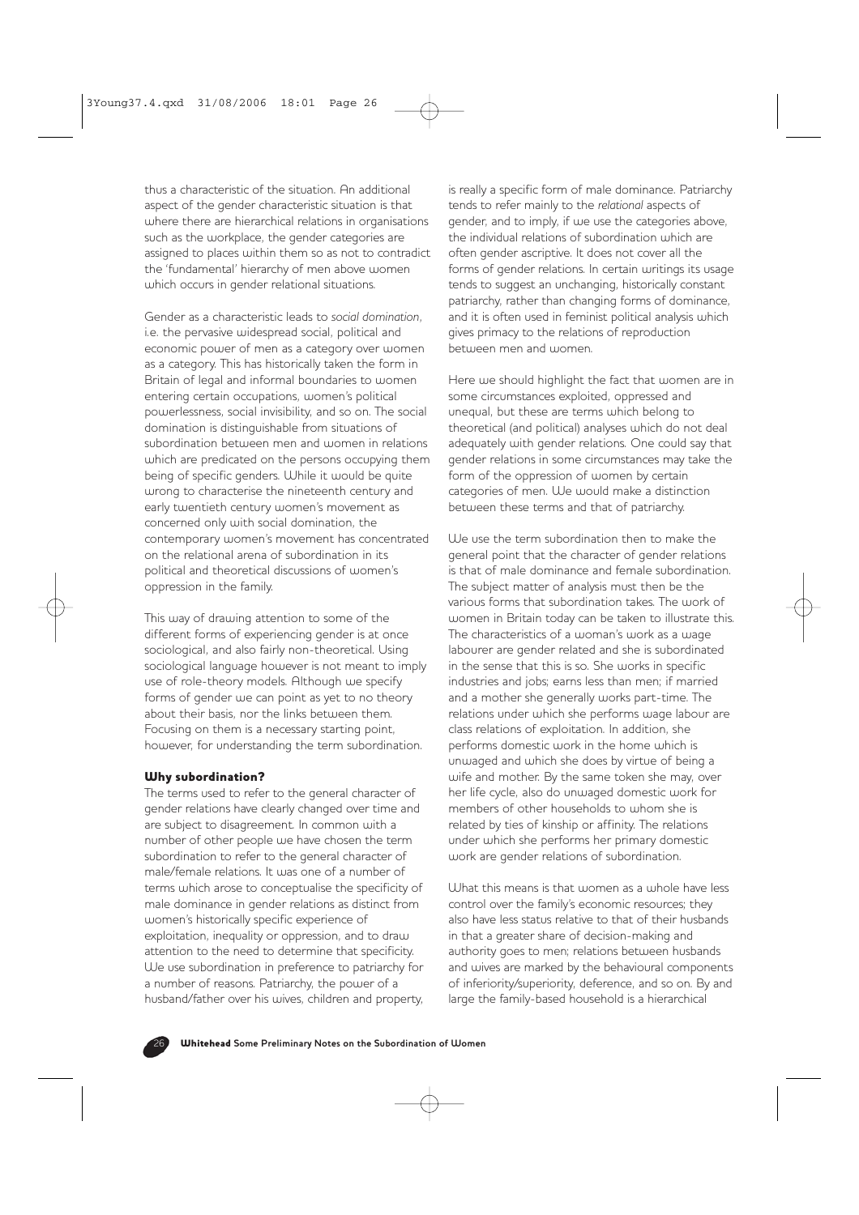thus a characteristic of the situation. An additional aspect of the gender characteristic situation is that where there are hierarchical relations in organisations such as the workplace, the gender categories are assigned to places within them so as not to contradict the 'fundamental' hierarchy of men above women which occurs in gender relational situations.

Gender as a characteristic leads to *social domination*, i.e. the pervasive widespread social, political and economic power of men as a category over women as a category. This has historically taken the form in Britain of legal and informal boundaries to women entering certain occupations, women's political powerlessness, social invisibility, and so on. The social domination is distinguishable from situations of subordination between men and women in relations which are predicated on the persons occupying them being of specific genders. While it would be quite wrong to characterise the nineteenth century and early twentieth century women's movement as concerned only with social domination, the contemporary women's movement has concentrated on the relational arena of subordination in its political and theoretical discussions of women's oppression in the family.

This way of drawing attention to some of the different forms of experiencing gender is at once sociological, and also fairly non-theoretical. Using sociological language however is not meant to imply use of role-theory models. Although we specify forms of gender we can point as yet to no theory about their basis, nor the links between them. Focusing on them is a necessary starting point, however, for understanding the term subordination.

### Why subordination?

The terms used to refer to the general character of gender relations have clearly changed over time and are subject to disagreement. In common with a number of other people we have chosen the term subordination to refer to the general character of male/female relations. It was one of a number of terms which arose to conceptualise the specificity of male dominance in gender relations as distinct from women's historically specific experience of exploitation, inequality or oppression, and to draw attention to the need to determine that specificity. We use subordination in preference to patriarchy for a number of reasons. Patriarchy, the power of a husband/father over his wives, children and property, is really a specific form of male dominance. Patriarchy tends to refer mainly to the *relational* aspects of gender, and to imply, if we use the categories above, the individual relations of subordination which are often gender ascriptive. It does not cover all the forms of gender relations. In certain writings its usage tends to suggest an unchanging, historically constant patriarchy, rather than changing forms of dominance, and it is often used in feminist political analysis which gives primacy to the relations of reproduction between men and women.

Here we should highlight the fact that women are in some circumstances exploited, oppressed and unequal, but these are terms which belong to theoretical (and political) analyses which do not deal adequately with gender relations. One could say that gender relations in some circumstances may take the form of the oppression of women by certain categories of men. We would make a distinction between these terms and that of patriarchy.

We use the term subordination then to make the general point that the character of gender relations is that of male dominance and female subordination. The subject matter of analysis must then be the various forms that subordination takes. The work of women in Britain today can be taken to illustrate this. The characteristics of a woman's work as a wage labourer are gender related and she is subordinated in the sense that this is so. She works in specific industries and jobs; earns less than men; if married and a mother she generally works part-time. The relations under which she performs wage labour are class relations of exploitation. In addition, she performs domestic work in the home which is unwaged and which she does by virtue of being a wife and mother. By the same token she may, over her life cycle, also do unwaged domestic work for members of other households to whom she is related by ties of kinship or affinity. The relations under which she performs her primary domestic work are gender relations of subordination.

What this means is that women as a whole have less control over the family's economic resources; they also have less status relative to that of their husbands in that a greater share of decision-making and authority goes to men; relations between husbands and wives are marked by the behavioural components of inferiority/superiority, deference, and so on. By and large the family-based household is a hierarchical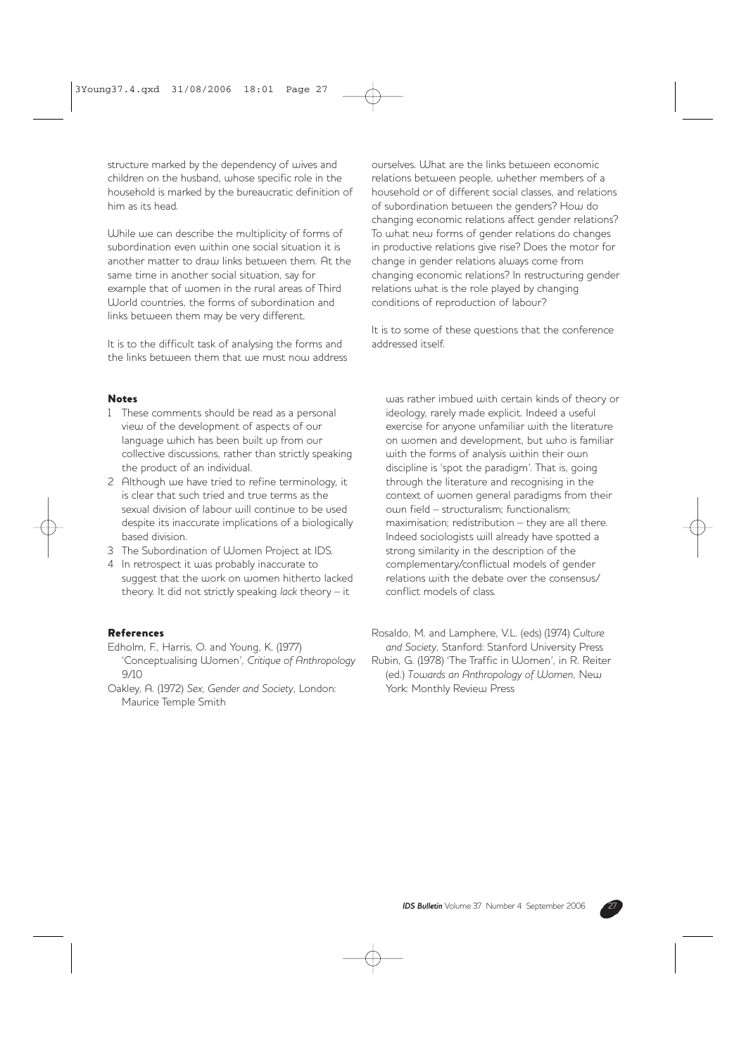structure marked by the dependency of wives and children on the husband, whose specific role in the household is marked by the bureaucratic definition of him as its head.

While we can describe the multiplicity of forms of subordination even within one social situation it is another matter to draw links between them. At the same time in another social situation, say for example that of women in the rural areas of Third World countries, the forms of subordination and links between them may be very different.

It is to the difficult task of analysing the forms and the links between them that we must now address ourselves. What are the links between economic relations between people, whether members of a household or of different social classes, and relations of subordination between the genders? How do changing economic relations affect gender relations? To what new forms of gender relations do changes in productive relations give rise? Does the motor for change in gender relations always come from changing economic relations? In restructuring gender relations what is the role played by changing conditions of reproduction of labour?

It is to some of these questions that the conference addressed itself.

## Notes

1 These comments should be read as a personal view of the development of aspects of our language which has been built up from our collective discussions, rather than strictly speaking the product of an individual.

2 Although we have tried to refine terminology, it is clear that such tried and true terms as the sexual division of labour will continue to be used despite its inaccurate implications of a biologically based division.

3 The Subordination of Women Project at IDS.

4 In retrospect it was probably inaccurate to suggest that the work on women hitherto lacked theory. It did not strictly speaking *lack* theory – it was rather imbued with certain kinds of theory or ideology, rarely made explicit. Indeed a useful exercise for anyone unfamiliar with the literature on women and development, but who is familiar with the forms of analysis within their own discipline is 'spot the paradigm'. That is, going through the literature and recognising in the context of women general paradigms from their own field – structuralism; functionalism; maximisation; redistribution – they are all there. Indeed sociologists will already have spotted a strong similarity in the description of the complementary/conflictual models of gender relations with the debate over the consensus/conflict models of class.

## References

Edholm, F., Harris, O. and Young, K. (1977) 'Conceptualising Women', *Critique of Anthropology* 9/10

Oakley, A. (1972) *Sex, Gender and Society*, London: Maurice Temple Smith

Rosaldo, M. and Lamphere, V.L. (eds) (1974) *Culture and Society*, Stanford: Stanford University Press

Rubin, G. (1978) 'The Traffic in Women', in R. Reiter (ed.) *Towards an Anthropology of Women*, New York: Monthly Review Press